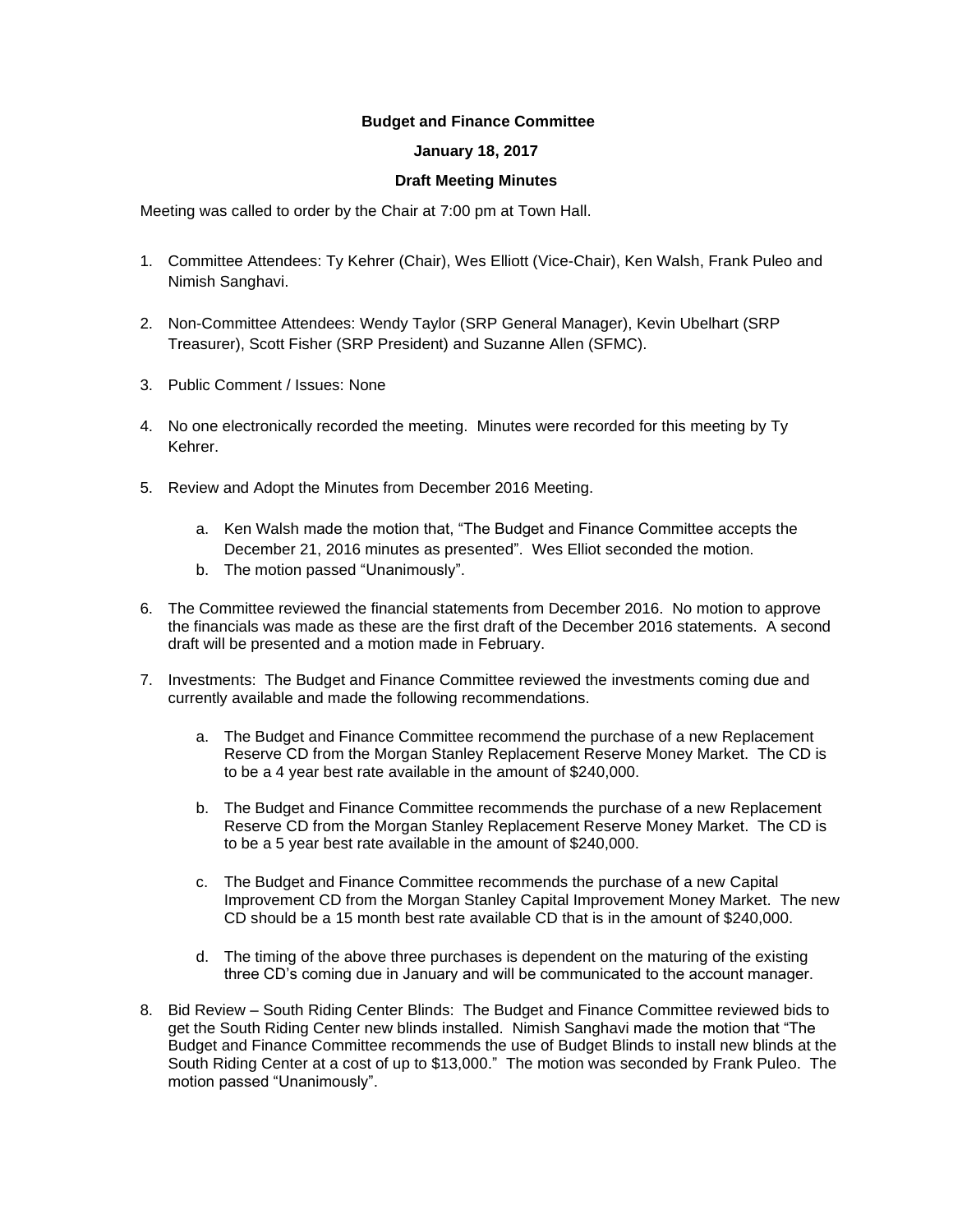**Budget and Finance Committee**

**January 18, 2017**

**Draft Meeting Minutes**

Meeting was called to order by the Chair at 7:00 pm at Town Hall.

1. Committee Attendees: Ty Kehrer (Chair), Wes Elliott (Vice-Chair), Ken Walsh, Frank Puleo and Nimish Sanghavi.

2. Non-Committee Attendees: Wendy Taylor (SRP General Manager), Kevin Ubelhart (SRP Treasurer), Scott Fisher (SRP President) and Suzanne Allen (SFMC).

3. Public Comment / Issues: None

4. No one electronically recorded the meeting. Minutes were recorded for this meeting by Ty Kehrer.

5. Review and Adopt the Minutes from December 2016 Meeting.

   a. Ken Walsh made the motion that, "The Budget and Finance Committee accepts the December 21, 2016 minutes as presented". Wes Elliot seconded the motion.
   b. The motion passed "Unanimously".

6. The Committee reviewed the financial statements from December 2016. No motion to approve the financials was made as these are the first draft of the December 2016 statements. A second draft will be presented and a motion made in February.

7. Investments: The Budget and Finance Committee reviewed the investments coming due and currently available and made the following recommendations.

   a. The Budget and Finance Committee recommend the purchase of a new Replacement Reserve CD from the Morgan Stanley Replacement Reserve Money Market. The CD is to be a 4 year best rate available in the amount of $240,000.

   b. The Budget and Finance Committee recommends the purchase of a new Replacement Reserve CD from the Morgan Stanley Replacement Reserve Money Market. The CD is to be a 5 year best rate available in the amount of $240,000.

   c. The Budget and Finance Committee recommends the purchase of a new Capital Improvement CD from the Morgan Stanley Capital Improvement Money Market. The new CD should be a 15 month best rate available CD that is in the amount of $240,000.

   d. The timing of the above three purchases is dependent on the maturing of the existing three CD's coming due in January and will be communicated to the account manager.

8. Bid Review – South Riding Center Blinds: The Budget and Finance Committee reviewed bids to get the South Riding Center new blinds installed. Nimish Sanghavi made the motion that "The Budget and Finance Committee recommends the use of Budget Blinds to install new blinds at the South Riding Center at a cost of up to $13,000." The motion was seconded by Frank Puleo. The motion passed "Unanimously".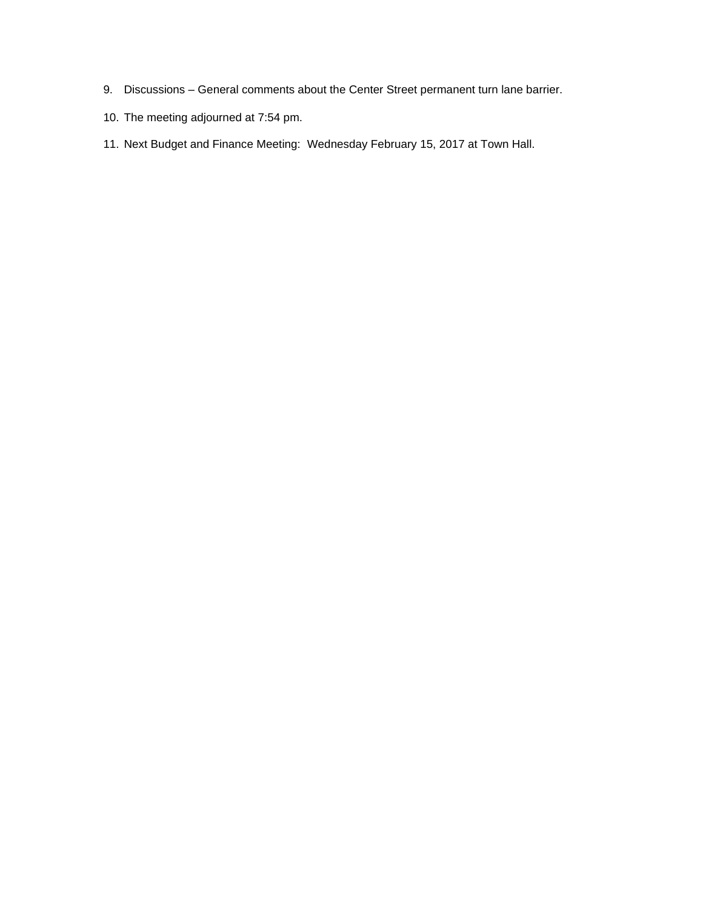9. Discussions – General comments about the Center Street permanent turn lane barrier.

10. The meeting adjourned at 7:54 pm.

11. Next Budget and Finance Meeting: Wednesday February 15, 2017 at Town Hall.